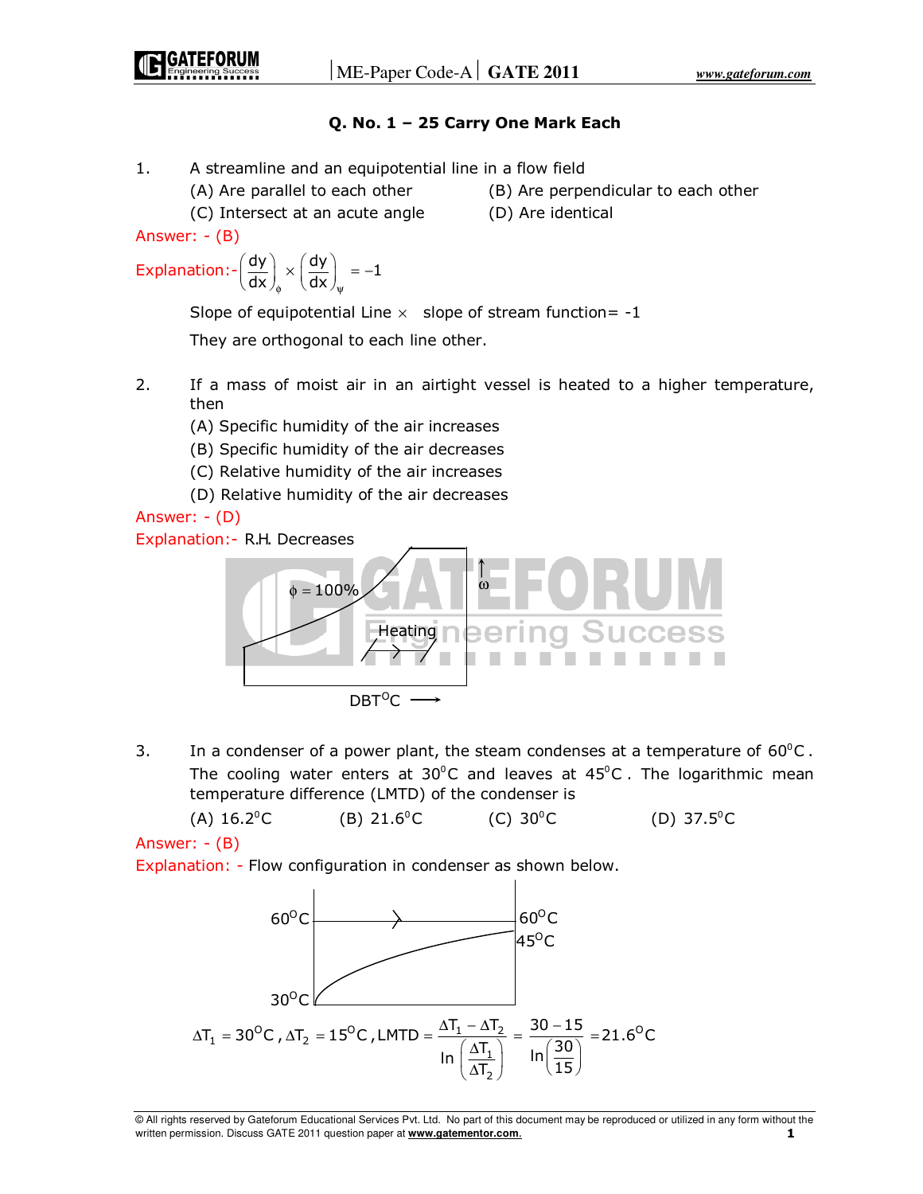## Q. No. 1 – 25 Carry One Mark Each

1. A streamline and an equipotential line in a flow field
   (A) Are parallel to each other
   (B) Are perpendicular to each other
   (C) Intersect at an acute angle
   (D) Are identical

Answer: - (B)

Explanation:- $\left(\frac{dy}{dx}\right)_{\phi} \times \left(\frac{dy}{dx}\right)_{\psi} = -1$

Slope of equipotential Line $\times$ slope of stream function= -1

They are orthogonal to each line other.

2. If a mass of moist air in an airtight vessel is heated to a higher temperature, then
   (A) Specific humidity of the air increases
   (B) Specific humidity of the air decreases
   (C) Relative humidity of the air increases
   (D) Relative humidity of the air decreases

Answer: - (D)

Explanation:- R.H. Decreases

$\phi = 100\%$ ; Heating ; $\omega$ ; DBT$^{0}$C $\longrightarrow$

3. In a condenser of a power plant, the steam condenses at a temperature of $60^{0}$C. The cooling water enters at $30^{0}$C and leaves at $45^{0}$C. The logarithmic mean temperature difference (LMTD) of the condenser is
   (A) $16.2^{0}$C
   (B) $21.6^{0}$C
   (C) $30^{0}$C
   (D) $37.5^{0}$C

Answer: - (B)

Explanation: - Flow configuration in condenser as shown below.

$60^{0}$C ; $60^{0}$C ; $45^{0}$C ; $30^{0}$C

$$\Delta T_1 = 30^{O}C, \Delta T_2 = 15^{O}C, \text{LMTD} = \frac{\Delta T_1 - \Delta T_2}{\ln\left(\frac{\Delta T_1}{\Delta T_2}\right)} = \frac{30 - 15}{\ln\left(\frac{30}{15}\right)} = 21.6^{O}C$$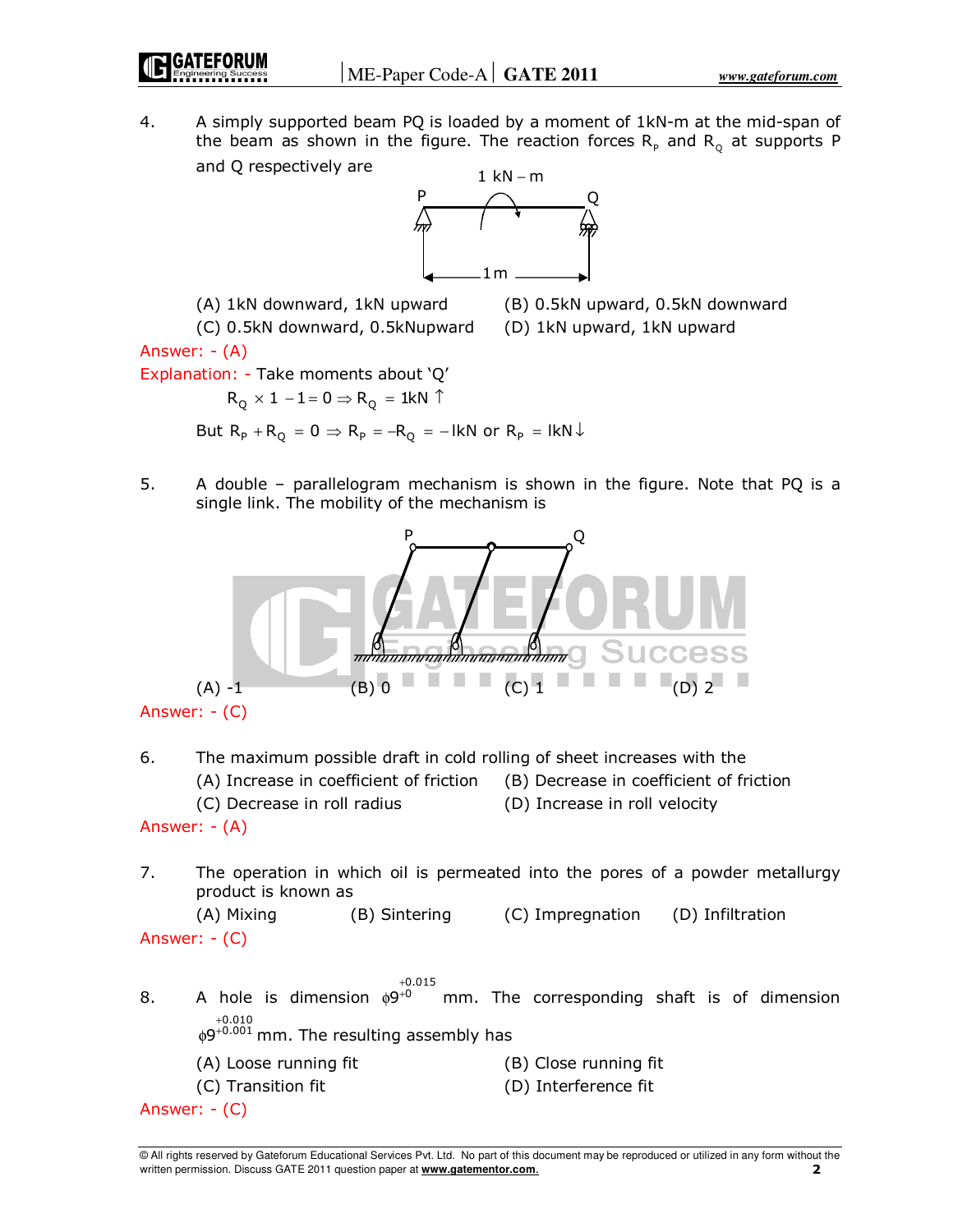4. A simply supported beam PQ is loaded by a moment of 1kN-m at the mid-span of the beam as shown in the figure. The reaction forces $R_P$ and $R_Q$ at supports P and Q respectively are

(A) 1kN downward, 1kN upward  (B) 0.5kN upward, 0.5kN downward
(C) 0.5kN downward, 0.5kNupward  (D) 1kN upward, 1kN upward

Answer: - (A)

Explanation: - Take moments about 'Q'

$$R_Q \times 1 - 1 = 0 \Rightarrow R_Q = 1\text{kN} \uparrow$$

But $R_P + R_Q = 0 \Rightarrow R_P = -R_Q = -1\text{kN}$ or $R_P = 1\text{kN} \downarrow$

5. A double – parallelogram mechanism is shown in the figure. Note that PQ is a single link. The mobility of the mechanism is

(A) -1  (B) 0  (C) 1  (D) 2

Answer: - (C)

6. The maximum possible draft in cold rolling of sheet increases with the

(A) Increase in coefficient of friction  (B) Decrease in coefficient of friction
(C) Decrease in roll radius  (D) Increase in roll velocity

Answer: - (A)

7. The operation in which oil is permeated into the pores of a powder metallurgy product is known as

(A) Mixing  (B) Sintering  (C) Impregnation  (D) Infiltration

Answer: - (C)

8. A hole is dimension $\phi 9^{+0.015}_{+0}$ mm. The corresponding shaft is of dimension $\phi 9^{+0.010}_{+0.001}$ mm. The resulting assembly has

(A) Loose running fit  (B) Close running fit
(C) Transition fit  (D) Interference fit

Answer: - (C)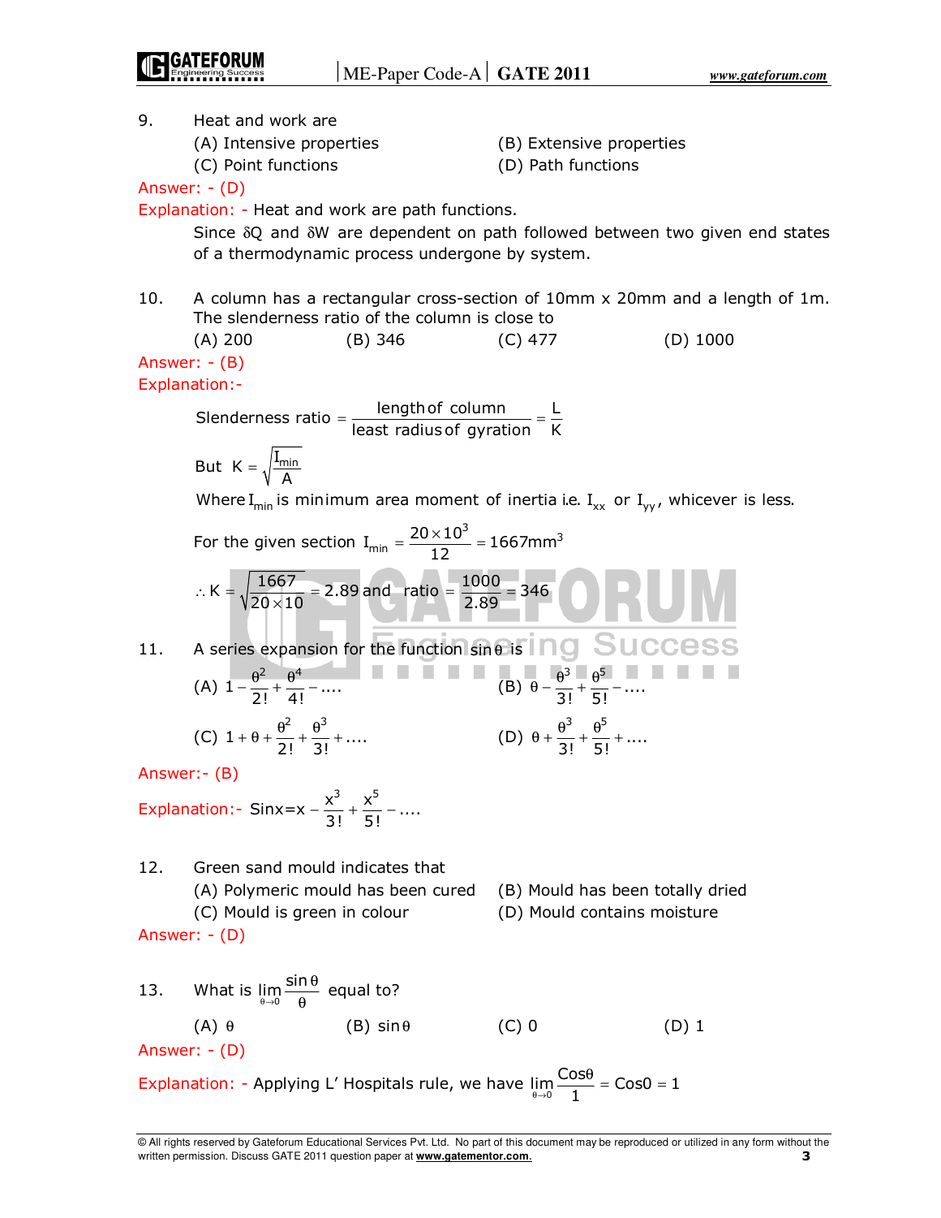9. Heat and work are

   (A) Intensive properties (B) Extensive properties

   (C) Point functions (D) Path functions

Answer: - (D)

Explanation: - Heat and work are path functions.

Since $\delta Q$ and $\delta W$ are dependent on path followed between two given end states of a thermodynamic process undergone by system.

10. A column has a rectangular cross-section of 10mm x 20mm and a length of 1m. The slenderness ratio of the column is close to

    (A) 200 (B) 346 (C) 477 (D) 1000

Answer: - (B)

Explanation:-

$$\text{Slenderness ratio} = \frac{\text{length of column}}{\text{least radius of gyration}} = \frac{L}{K}$$

$$\text{But } K = \sqrt{\frac{I_{min}}{A}}$$

Where $I_{min}$ is minimum area moment of inertia i.e. $I_{xx}$ or $I_{yy}$, whicever is less.

$$\text{For the given section } I_{min} = \frac{20 \times 10^3}{12} = 1667 mm^3$$

$$\therefore K = \sqrt{\frac{1667}{20 \times 10}} = 2.89 \text{ and ratio} = \frac{1000}{2.89} = 346$$

11. A series expansion for the function $\sin\theta$ is

    (A) $1 - \frac{\theta^2}{2!} + \frac{\theta^4}{4!} - ....$ (B) $\theta - \frac{\theta^3}{3!} + \frac{\theta^5}{5!} - ....$

    (C) $1 + \theta + \frac{\theta^2}{2!} + \frac{\theta^3}{3!} + ....$ (D) $\theta + \frac{\theta^3}{3!} + \frac{\theta^5}{5!} + ....$

Answer:- (B)

Explanation:- $\text{Sin}x = x - \frac{x^3}{3!} + \frac{x^5}{5!} - ....$

12. Green sand mould indicates that

    (A) Polymeric mould has been cured (B) Mould has been totally dried

    (C) Mould is green in colour (D) Mould contains moisture

Answer: - (D)

13. What is $\lim_{\theta \to 0} \frac{\sin\theta}{\theta}$ equal to?

    (A) $\theta$ (B) $\sin\theta$ (C) 0 (D) 1

Answer: - (D)

Explanation: - Applying L' Hospitals rule, we have $\lim_{\theta \to 0} \frac{\text{Cos}\theta}{1} = \text{Cos}0 = 1$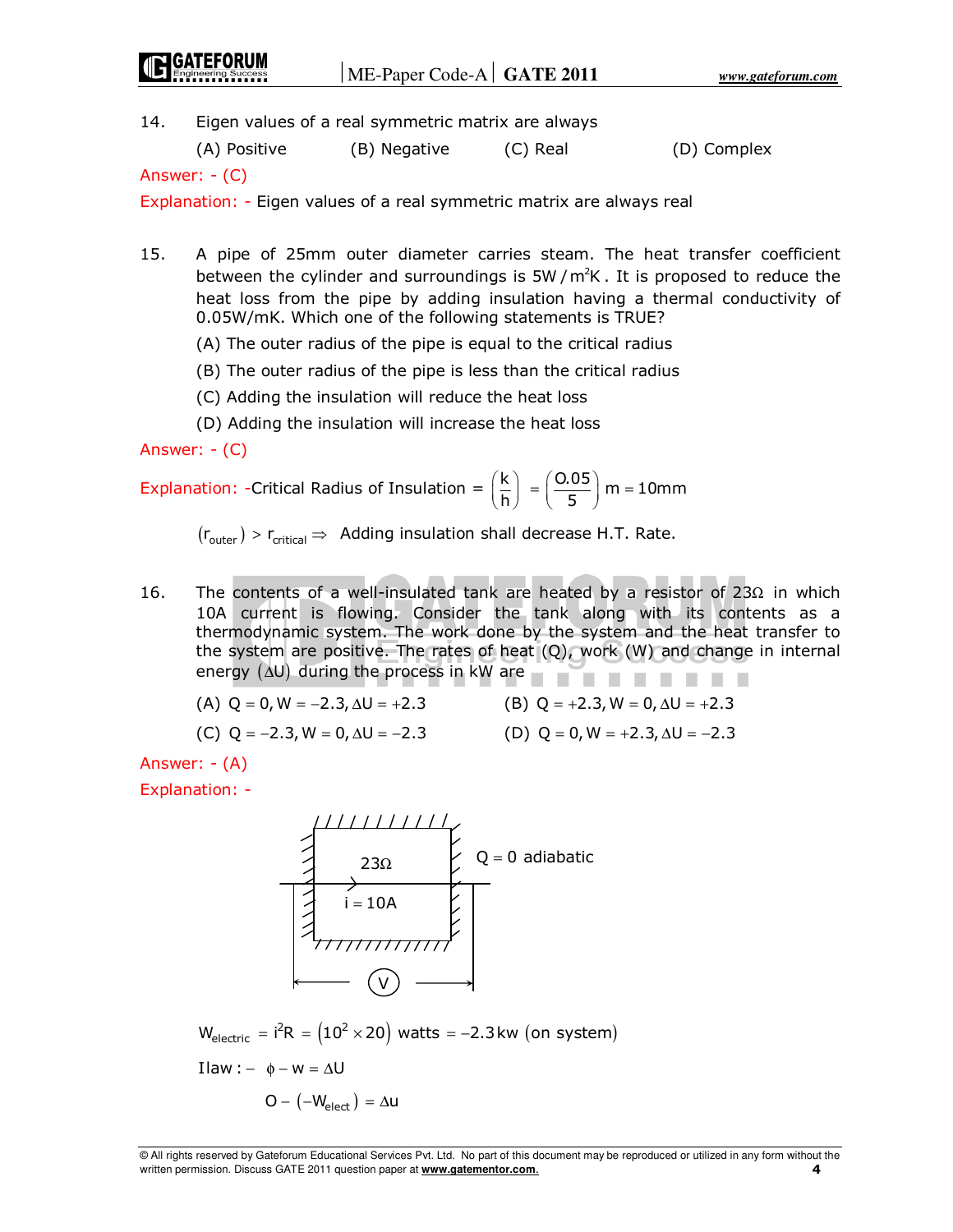14. Eigen values of a real symmetric matrix are always

 (A) Positive (B) Negative (C) Real (D) Complex

Answer: - (C)

Explanation: - Eigen values of a real symmetric matrix are always real

15. A pipe of 25mm outer diameter carries steam. The heat transfer coefficient between the cylinder and surroundings is $5W/m^2K$. It is proposed to reduce the heat loss from the pipe by adding insulation having a thermal conductivity of 0.05W/mK. Which one of the following statements is TRUE?

 (A) The outer radius of the pipe is equal to the critical radius

 (B) The outer radius of the pipe is less than the critical radius

 (C) Adding the insulation will reduce the heat loss

 (D) Adding the insulation will increase the heat loss

Answer: - (C)

Explanation: -Critical Radius of Insulation $= \left(\frac{k}{h}\right) = \left(\frac{0.05}{5}\right) m = 10mm$

$(r_{outer}) > r_{critical} \Rightarrow$ Adding insulation shall decrease H.T. Rate.

16. The contents of a well-insulated tank are heated by a resistor of 23Ω in which 10A current is flowing. Consider the tank along with its contents as a thermodynamic system. The work done by the system and the heat transfer to the system are positive. The rates of heat (Q), work (W) and change in internal energy (ΔU) during the process in kW are

 (A) $Q = 0, W = -2.3, \Delta U = +2.3$ (B) $Q = +2.3, W = 0, \Delta U = +2.3$

 (C) $Q = -2.3, W = 0, \Delta U = -2.3$ (D) $Q = 0, W = +2.3, \Delta U = -2.3$

Answer: - (A)

Explanation: -

23Ω

i = 10A

Q = 0 adiabatic

V

$W_{electric} = i^2R = \left(10^2 \times 20\right)$ watts $= -2.3$ kw (on system)

I law : – $\phi - w = \Delta U$

$0 - (-W_{elect}) = \Delta u$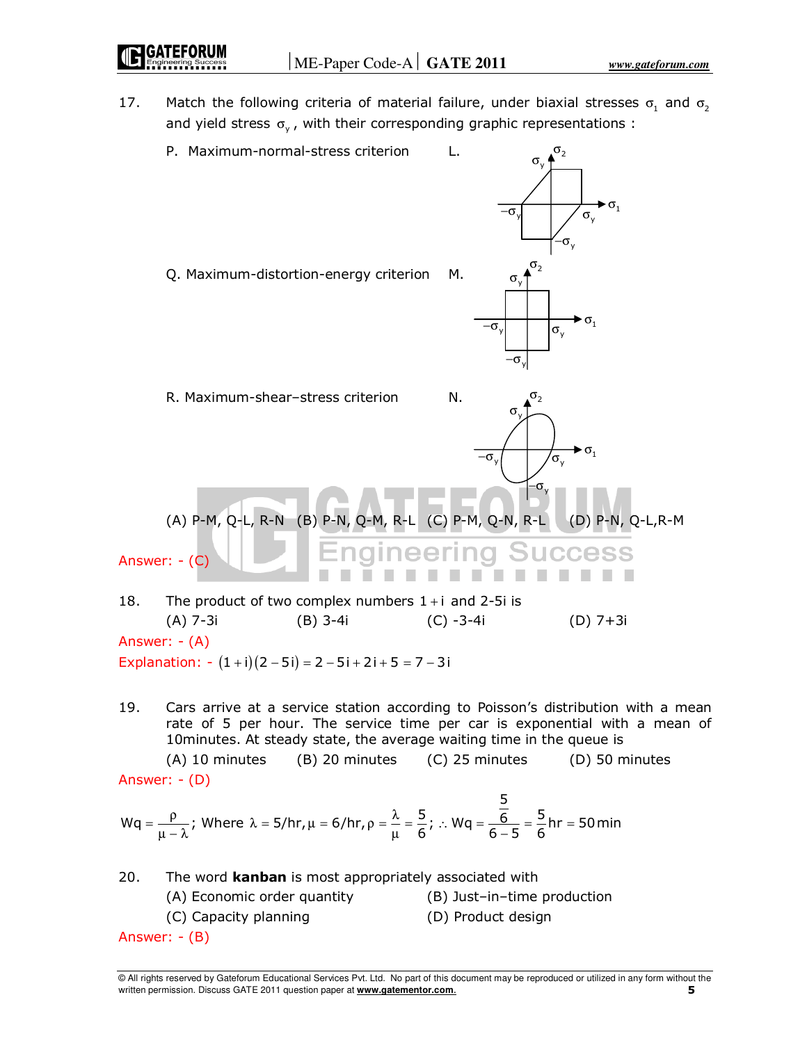17. Match the following criteria of material failure, under biaxial stresses $\sigma_1$ and $\sigma_2$ and yield stress $\sigma_y$, with their corresponding graphic representations :

P. Maximum-normal-stress criterion — L.

Q. Maximum-distortion-energy criterion — M.

R. Maximum-shear–stress criterion — N.

(A) P-M, Q-L, R-N (B) P-N, Q-M, R-L (C) P-M, Q-N, R-L (D) P-N, Q-L,R-M

Answer: - (C)

18. The product of two complex numbers $1+i$ and 2-5i is

(A) 7-3i (B) 3-4i (C) -3-4i (D) 7+3i

Answer: - (A)

Explanation: - $(1+i)(2-5i) = 2-5i+2i+5 = 7-3i$

19. Cars arrive at a service station according to Poisson's distribution with a mean rate of 5 per hour. The service time per car is exponential with a mean of 10minutes. At steady state, the average waiting time in the queue is

(A) 10 minutes (B) 20 minutes (C) 25 minutes (D) 50 minutes

Answer: - (D)

$$Wq = \frac{\rho}{\mu-\lambda}; \text{ Where } \lambda = 5/\text{hr}, \mu = 6/\text{hr}, \rho = \frac{\lambda}{\mu} = \frac{5}{6}; \therefore Wq = \frac{\frac{5}{6}}{6-5} = \frac{5}{6}\text{hr} = 50\,\text{min}$$

20. The word **kanban** is most appropriately associated with

(A) Economic order quantity (B) Just–in–time production

(C) Capacity planning (D) Product design

Answer: - (B)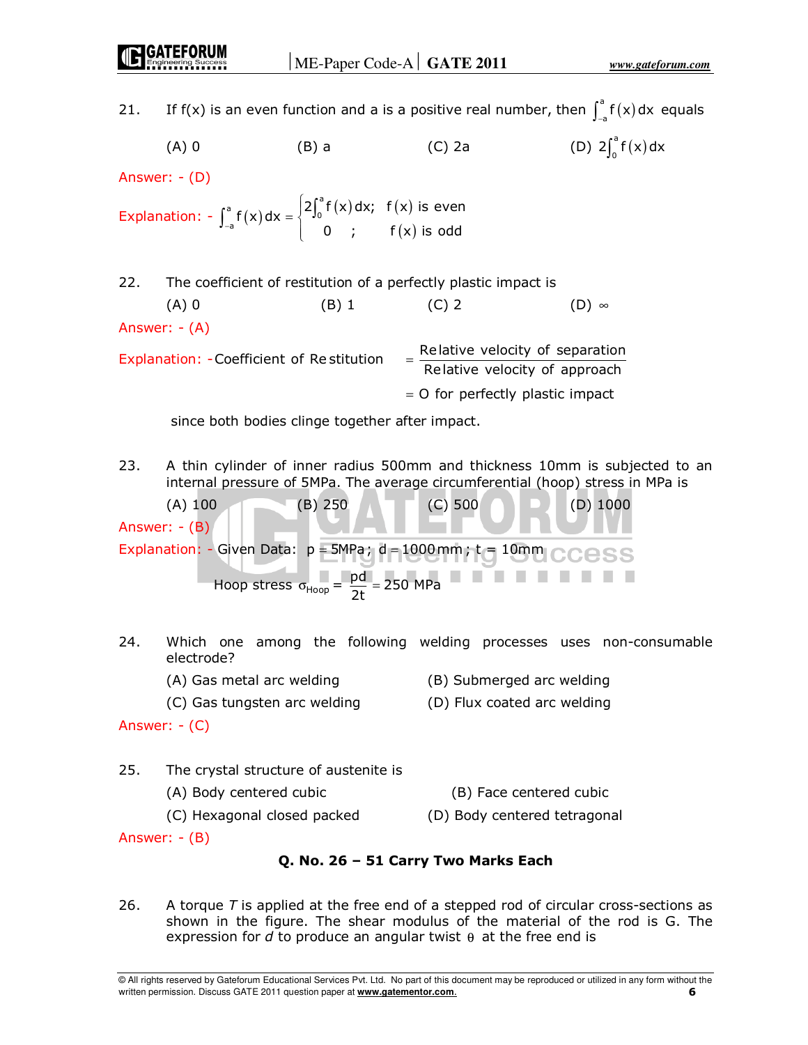21. If f(x) is an even function and a is a positive real number, then $\int_{-a}^{a} f(x)\,dx$ equals

(A) 0 (B) a (C) 2a (D) $2\int_{0}^{a} f(x)\,dx$

Answer: - (D)

Explanation: - $\int_{-a}^{a} f(x)\,dx = \begin{cases} 2\int_{0}^{a} f(x)\,dx; & f(x) \text{ is even} \\ 0 \quad ; & f(x) \text{ is odd} \end{cases}$

22. The coefficient of restitution of a perfectly plastic impact is

(A) 0 (B) 1 (C) 2 (D) $\infty$

Answer: - (A)

Explanation: - Coefficient of Restitution $= \dfrac{\text{Relative velocity of separation}}{\text{Relative velocity of approach}}$

$= 0$ for perfectly plastic impact

since both bodies clinge together after impact.

23. A thin cylinder of inner radius 500mm and thickness 10mm is subjected to an internal pressure of 5MPa. The average circumferential (hoop) stress in MPa is

(A) 100 (B) 250 (C) 500 (D) 1000

Answer: - (B)

Explanation: - Given Data: $p = 5\text{MPa}$; $d = 1000\text{mm}$; $t = 10\text{mm}$

Hoop stress $\sigma_{Hoop} = \dfrac{pd}{2t} = 250$ MPa

24. Which one among the following welding processes uses non-consumable electrode?

(A) Gas metal arc welding (B) Submerged arc welding

(C) Gas tungsten arc welding (D) Flux coated arc welding

Answer: - (C)

25. The crystal structure of austenite is

(A) Body centered cubic (B) Face centered cubic

(C) Hexagonal closed packed (D) Body centered tetragonal

Answer: - (B)

**Q. No. 26 – 51 Carry Two Marks Each**

26. A torque *T* is applied at the free end of a stepped rod of circular cross-sections as shown in the figure. The shear modulus of the material of the rod is G. The expression for *d* to produce an angular twist $\theta$ at the free end is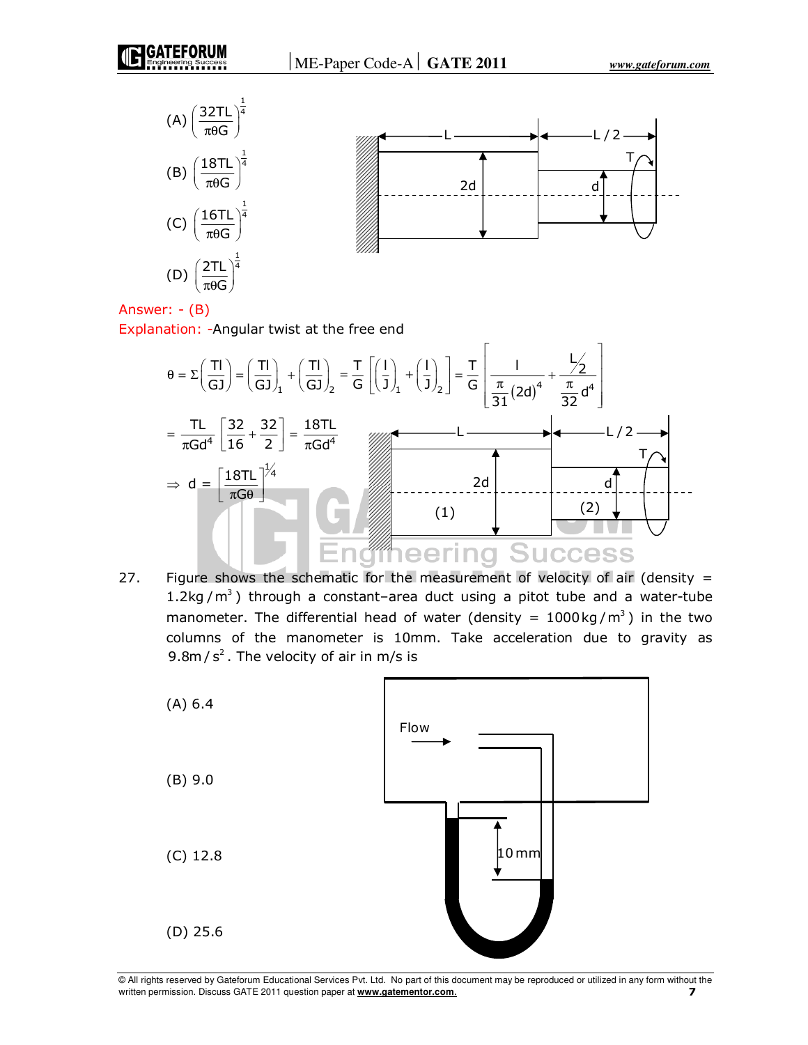(A) $\left(\frac{32TL}{\pi\theta G}\right)^{\frac{1}{4}}$

(B) $\left(\frac{18TL}{\pi\theta G}\right)^{\frac{1}{4}}$

(C) $\left(\frac{16TL}{\pi\theta G}\right)^{\frac{1}{4}}$

(D) $\left(\frac{2TL}{\pi\theta G}\right)^{\frac{1}{4}}$

Answer: - (B)

Explanation: -Angular twist at the free end

$$\theta = \Sigma\left(\frac{Tl}{GJ}\right) = \left(\frac{Tl}{GJ}\right)_1 + \left(\frac{Tl}{GJ}\right)_2 = \frac{T}{G}\left[\left(\frac{l}{J}\right)_1 + \left(\frac{l}{J}\right)_2\right] = \frac{T}{G}\left[\frac{l}{\frac{\pi}{31}(2d)^4} + \frac{L/2}{\frac{\pi}{32}d^4}\right]$$

$$= \frac{TL}{\pi G d^4}\left[\frac{32}{16} + \frac{32}{2}\right] = \frac{18TL}{\pi G d^4}$$

$$\Rightarrow d = \left[\frac{18TL}{\pi G\theta}\right]^{1/4}$$

27. Figure shows the schematic for the measurement of velocity of air (density = $1.2\text{kg}/\text{m}^3$) through a constant–area duct using a pitot tube and a water-tube manometer. The differential head of water (density = $1000\text{kg}/\text{m}^3$) in the two columns of the manometer is 10mm. Take acceleration due to gravity as $9.8\text{m}/\text{s}^2$. The velocity of air in m/s is

(A) 6.4

(B) 9.0

(C) 12.8

(D) 25.6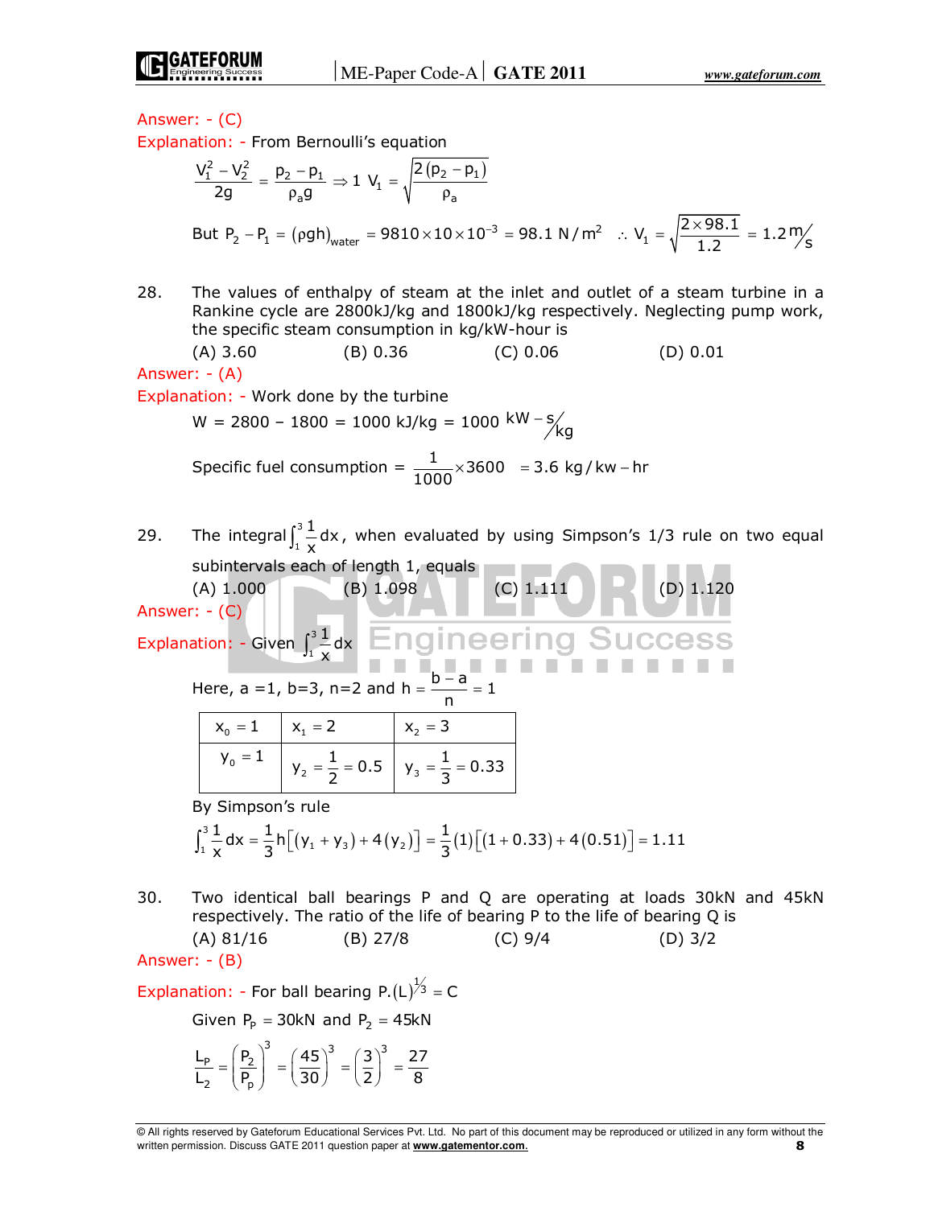Answer: - (C)

Explanation: - From Bernoulli's equation

$$\frac{V_1^2 - V_2^2}{2g} = \frac{p_2 - p_1}{\rho_a g} \Rightarrow 1\ V_1 = \sqrt{\frac{2(p_2 - p_1)}{\rho_a}}$$

But $P_2 - P_1 = (\rho g h)_{water} = 9810 \times 10 \times 10^{-3} = 98.1\ N/m^2 \quad \therefore V_1 = \sqrt{\frac{2 \times 98.1}{1.2}} = 1.2\ m/s$

28. The values of enthalpy of steam at the inlet and outlet of a steam turbine in a Rankine cycle are 2800kJ/kg and 1800kJ/kg respectively. Neglecting pump work, the specific steam consumption in kg/kW-hour is

(A) 3.60 (B) 0.36 (C) 0.06 (D) 0.01

Answer: - (A)

Explanation: - Work done by the turbine

$$W = 2800 - 1800 = 1000\ kJ/kg = 1000\ kW-s/kg$$

$$\text{Specific fuel consumption} = \frac{1}{1000} \times 3600 = 3.6\ kg/kw-hr$$

29. The integral $\int_1^3 \frac{1}{x} dx$, when evaluated by using Simpson's 1/3 rule on two equal subintervals each of length 1, equals

(A) 1.000 (B) 1.098 (C) 1.111 (D) 1.120

Answer: - (C)

Explanation: - Given $\int_1^3 \frac{1}{x} dx$

Here, a =1, b=3, n=2 and $h = \frac{b-a}{n} = 1$

| $x_0 = 1$ | $x_1 = 2$ | $x_2 = 3$ |
|---|---|---|
| $y_0 = 1$ | $y_2 = \frac{1}{2} = 0.5$ | $y_3 = \frac{1}{3} = 0.33$ |

By Simpson's rule

$$\int_1^3 \frac{1}{x} dx = \frac{1}{3} h\left[(y_1 + y_3) + 4(y_2)\right] = \frac{1}{3}(1)\left[(1 + 0.33) + 4(0.51)\right] = 1.11$$

30. Two identical ball bearings P and Q are operating at loads 30kN and 45kN respectively. The ratio of the life of bearing P to the life of bearing Q is

(A) 81/16 (B) 27/8 (C) 9/4 (D) 3/2

Answer: - (B)

Explanation: - For ball bearing $P.(L)^{1/3} = C$

Given $P_p = 30kN$ and $P_2 = 45kN$

$$\frac{L_P}{L_2} = \left(\frac{P_2}{P_p}\right)^3 = \left(\frac{45}{30}\right)^3 = \left(\frac{3}{2}\right)^3 = \frac{27}{8}$$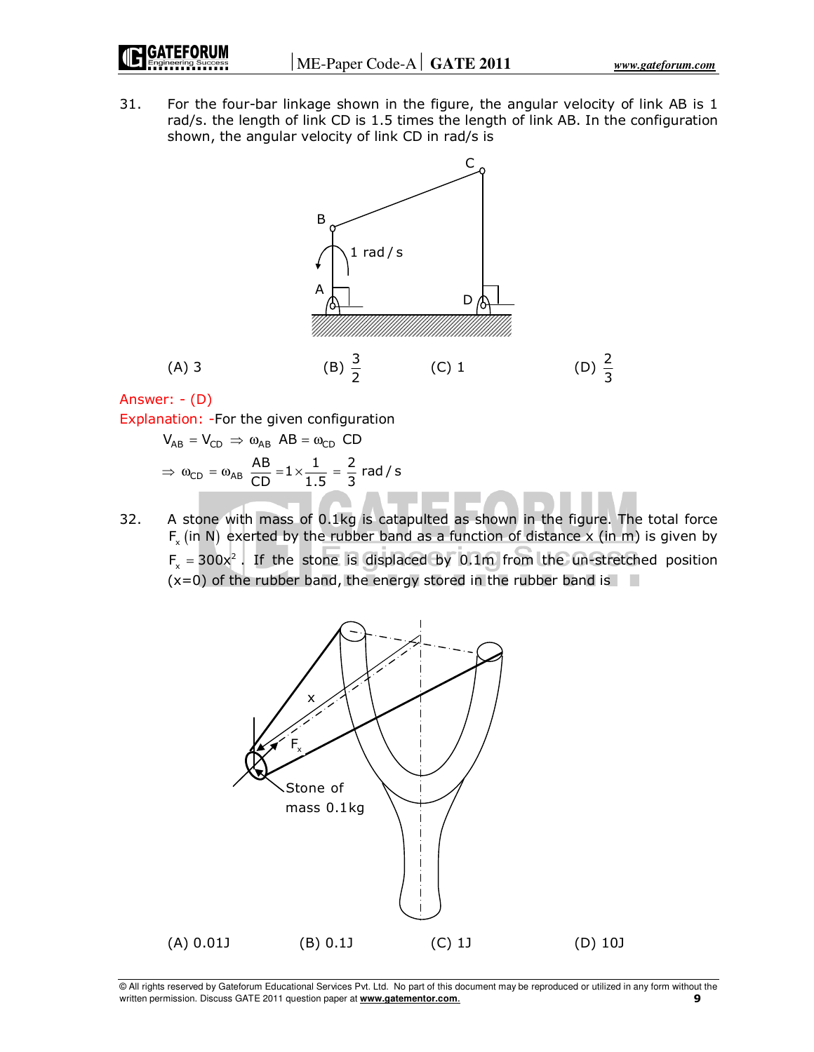31. For the four-bar linkage shown in the figure, the angular velocity of link AB is 1 rad/s. the length of link CD is 1.5 times the length of link AB. In the configuration shown, the angular velocity of link CD in rad/s is

(A) 3 (B) $\frac{3}{2}$ (C) 1 (D) $\frac{2}{3}$

Answer: - (D)

Explanation: -For the given configuration

$$V_{AB} = V_{CD} \Rightarrow \omega_{AB}\ AB = \omega_{CD}\ CD$$

$$\Rightarrow \omega_{CD} = \omega_{AB}\ \frac{AB}{CD} = 1 \times \frac{1}{1.5} = \frac{2}{3}\ \text{rad/s}$$

32. A stone with mass of 0.1kg is catapulted as shown in the figure. The total force $F_x$ (in N) exerted by the rubber band as a function of distance x (in m) is given by $F_x = 300x^2$. If the stone is displaced by 0.1m from the un-stretched position (x=0) of the rubber band, the energy stored in the rubber band is

(A) 0.01J (B) 0.1J (C) 1J (D) 10J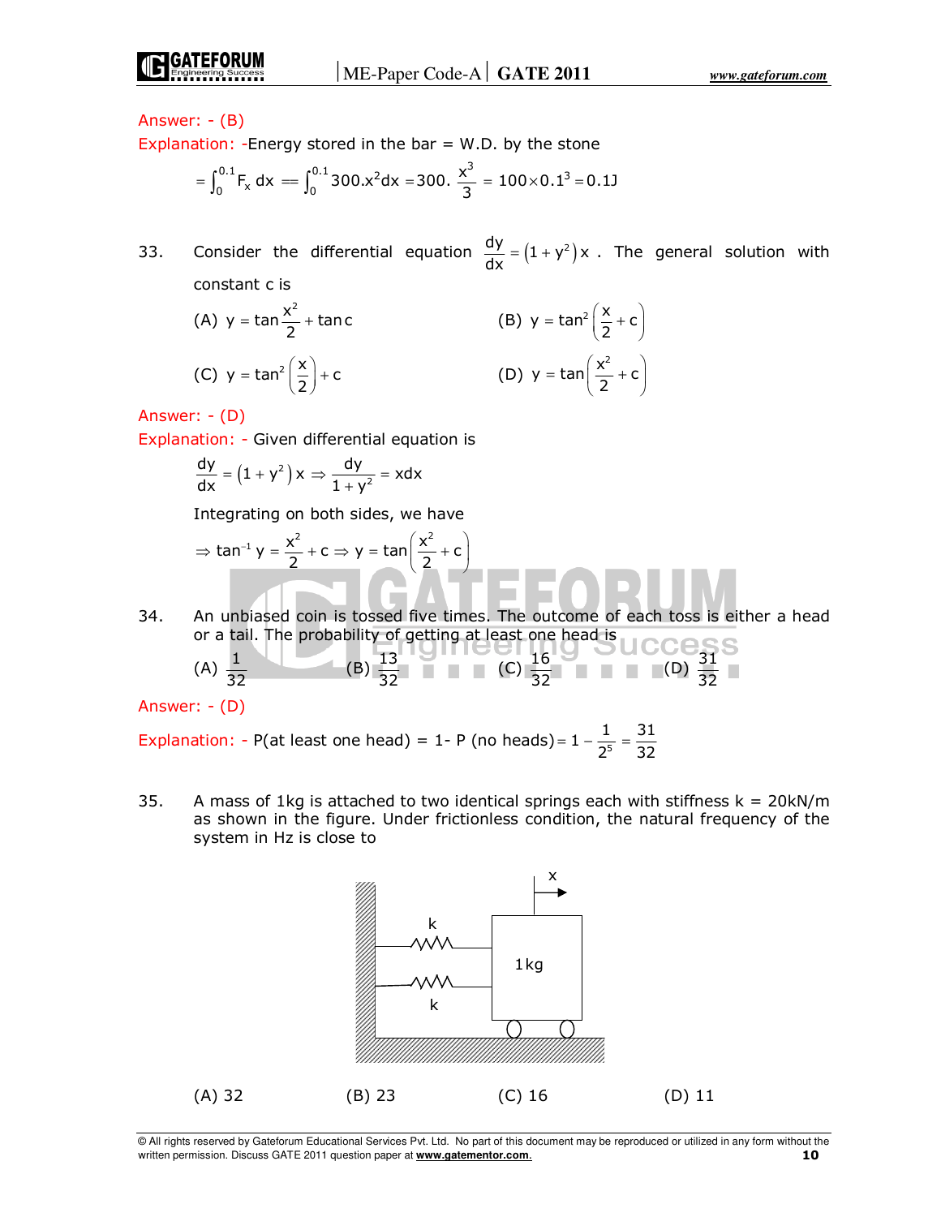Answer: - (B)

Explanation: -Energy stored in the bar = W.D. by the stone

$$= \int_0^{0.1} F_x\, dx = \int_0^{0.1} 300.x^2 dx = 300.\frac{x^3}{3} = 100 \times 0.1^3 = 0.1\text{J}$$

33. Consider the differential equation $\frac{dy}{dx} = (1+y^2)x$. The general solution with constant c is

(A) $y = \tan\frac{x^2}{2} + \tan c$

(B) $y = \tan^2\left(\frac{x}{2} + c\right)$

(C) $y = \tan^2\left(\frac{x}{2}\right) + c$

(D) $y = \tan\left(\frac{x^2}{2} + c\right)$

Answer: - (D)

Explanation: - Given differential equation is

$$\frac{dy}{dx} = (1+y^2)x \Rightarrow \frac{dy}{1+y^2} = xdx$$

Integrating on both sides, we have

$$\Rightarrow \tan^{-1} y = \frac{x^2}{2} + c \Rightarrow y = \tan\left(\frac{x^2}{2} + c\right)$$

34. An unbiased coin is tossed five times. The outcome of each toss is either a head or a tail. The probability of getting at least one head is

(A) $\frac{1}{32}$ (B) $\frac{13}{32}$ (C) $\frac{16}{32}$ (D) $\frac{31}{32}$

Answer: - (D)

Explanation: - P(at least one head) = 1- P (no heads) $= 1 - \frac{1}{2^5} = \frac{31}{32}$

35. A mass of 1kg is attached to two identical springs each with stiffness k = 20kN/m as shown in the figure. Under frictionless condition, the natural frequency of the system in Hz is close to

(A) 32 (B) 23 (C) 16 (D) 11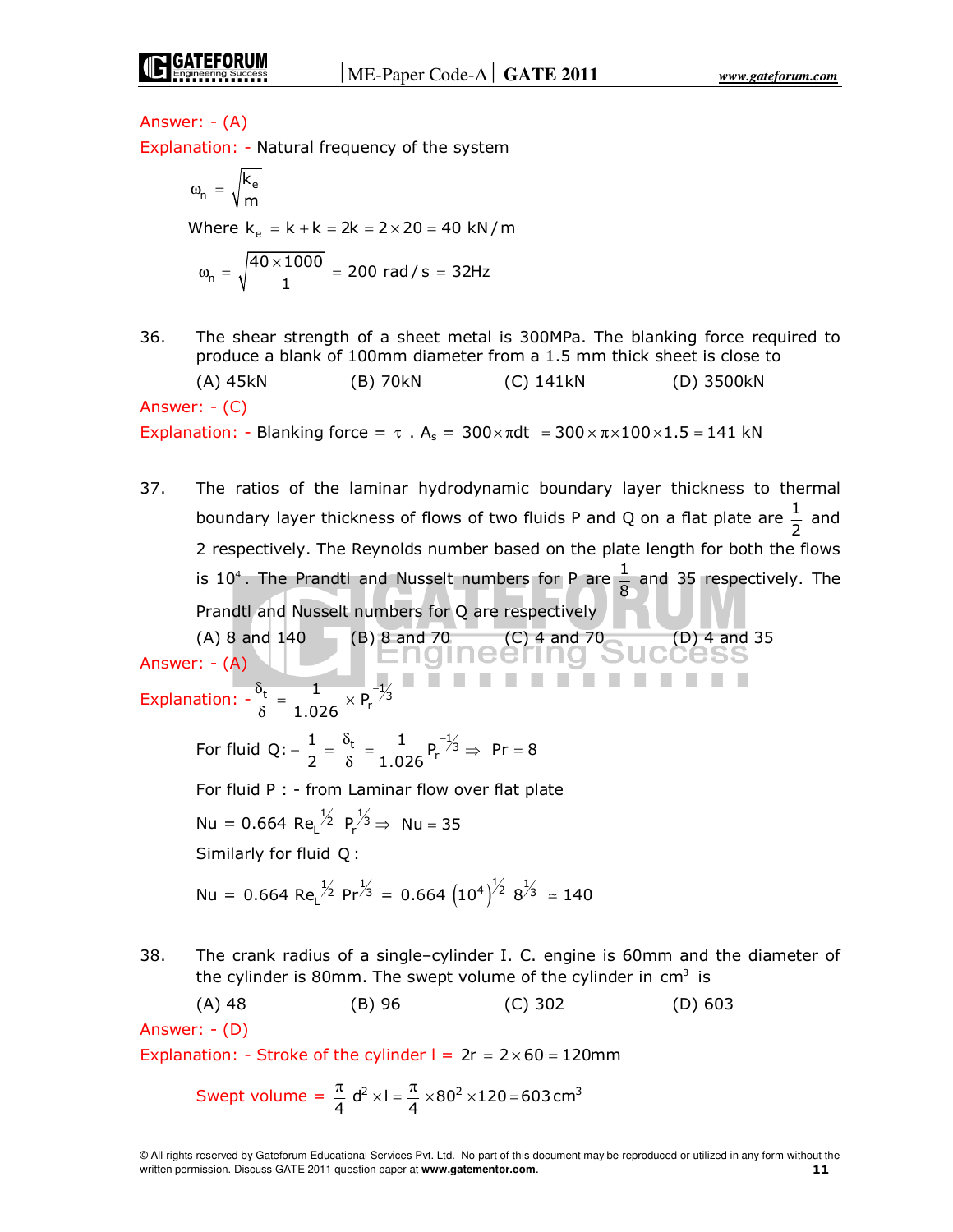Answer: - (A)

Explanation: - Natural frequency of the system

$$\omega_n = \sqrt{\frac{k_e}{m}}$$

Where $k_e = k + k = 2k = 2 \times 20 = 40\ \text{kN/m}$

$$\omega_n = \sqrt{\frac{40 \times 1000}{1}} = 200\ \text{rad/s} = 32\text{Hz}$$

36. The shear strength of a sheet metal is 300MPa. The blanking force required to produce a blank of 100mm diameter from a 1.5 mm thick sheet is close to

(A) 45kN (B) 70kN (C) 141kN (D) 3500kN

Answer: - (C)

Explanation: - Blanking force $= \tau \cdot A_s = 300 \times \pi dt = 300 \times \pi \times 100 \times 1.5 = 141\ \text{kN}$

37. The ratios of the laminar hydrodynamic boundary layer thickness to thermal boundary layer thickness of flows of two fluids P and Q on a flat plate are $\frac{1}{2}$ and 2 respectively. The Reynolds number based on the plate length for both the flows is $10^4$. The Prandtl and Nusselt numbers for P are $\frac{1}{8}$ and 35 respectively. The Prandtl and Nusselt numbers for Q are respectively

(A) 8 and 140 (B) 8 and 70 (C) 4 and 70 (D) 4 and 35

Answer: - (A)

Explanation: - $\frac{\delta_t}{\delta} = \frac{1}{1.026} \times P_r^{-1/3}$

For fluid Q: $-\ \frac{1}{2} = \frac{\delta_t}{\delta} = \frac{1}{1.026} P_r^{-1/3} \Rightarrow \ \Pr = 8$

For fluid P : - from Laminar flow over flat plate

$$\text{Nu} = 0.664\ \text{Re}_L^{1/2}\ P_r^{1/3} \Rightarrow \ \text{Nu} = 35$$

Similarly for fluid Q :

$$\text{Nu} = 0.664\ \text{Re}_L^{1/2}\ \Pr^{1/3} = 0.664\ \left(10^4\right)^{1/2}\ 8^{1/3} \simeq 140$$

38. The crank radius of a single-cylinder I. C. engine is 60mm and the diameter of the cylinder is 80mm. The swept volume of the cylinder in $\text{cm}^3$ is

(A) 48 (B) 96 (C) 302 (D) 603

Answer: - (D)

Explanation: - Stroke of the cylinder $l = 2r = 2 \times 60 = 120\text{mm}$

$$\text{Swept volume} = \frac{\pi}{4} d^2 \times l = \frac{\pi}{4} \times 80^2 \times 120 = 603\ \text{cm}^3$$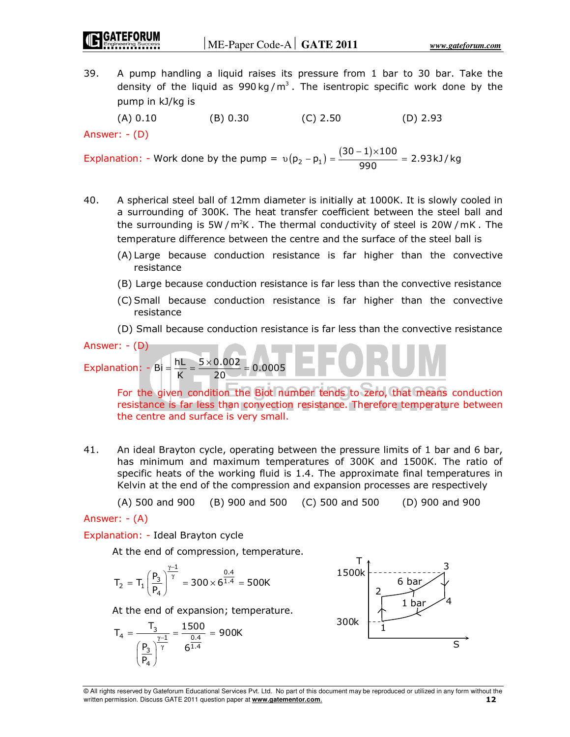39. A pump handling a liquid raises its pressure from 1 bar to 30 bar. Take the density of the liquid as $990\,kg/m^3$. The isentropic specific work done by the pump in kJ/kg is

(A) 0.10 (B) 0.30 (C) 2.50 (D) 2.93

Answer: - (D)

Explanation: - Work done by the pump $= \upsilon(p_2 - p_1) = \dfrac{(30-1)\times 100}{990} = 2.93\,kJ/kg$

40. A spherical steel ball of 12mm diameter is initially at 1000K. It is slowly cooled in a surrounding of 300K. The heat transfer coefficient between the steel ball and the surrounding is $5\,W/m^2K$. The thermal conductivity of steel is $20\,W/mK$. The temperature difference between the centre and the surface of the steel ball is

(A) Large because conduction resistance is far higher than the convective resistance

(B) Large because conduction resistance is far less than the convective resistance

(C) Small because conduction resistance is far higher than the convective resistance

(D) Small because conduction resistance is far less than the convective resistance

Answer: - (D)

Explanation: - $Bi = \dfrac{hL}{K} = \dfrac{5\times 0.002}{20} = 0.0005$

For the given condition the Biot number tends to zero, that means conduction resistance is far less than convection resistance. Therefore temperature between the centre and surface is very small.

41. An ideal Brayton cycle, operating between the pressure limits of 1 bar and 6 bar, has minimum and maximum temperatures of 300K and 1500K. The ratio of specific heats of the working fluid is 1.4. The approximate final temperatures in Kelvin at the end of the compression and expansion processes are respectively

(A) 500 and 900 (B) 900 and 500 (C) 500 and 500 (D) 900 and 900

Answer: - (A)

Explanation: - Ideal Brayton cycle

At the end of compression, temperature.

$$T_2 = T_1\left(\frac{P_3}{P_4}\right)^{\frac{\gamma-1}{\gamma}} = 300\times 6^{\frac{0.4}{1.4}} = 500K$$

At the end of expansion; temperature.

$$T_4 = \frac{T_3}{\left(\frac{P_3}{P_4}\right)^{\frac{\gamma-1}{\gamma}}} = \frac{1500}{6^{\frac{0.4}{1.4}}} = 900K$$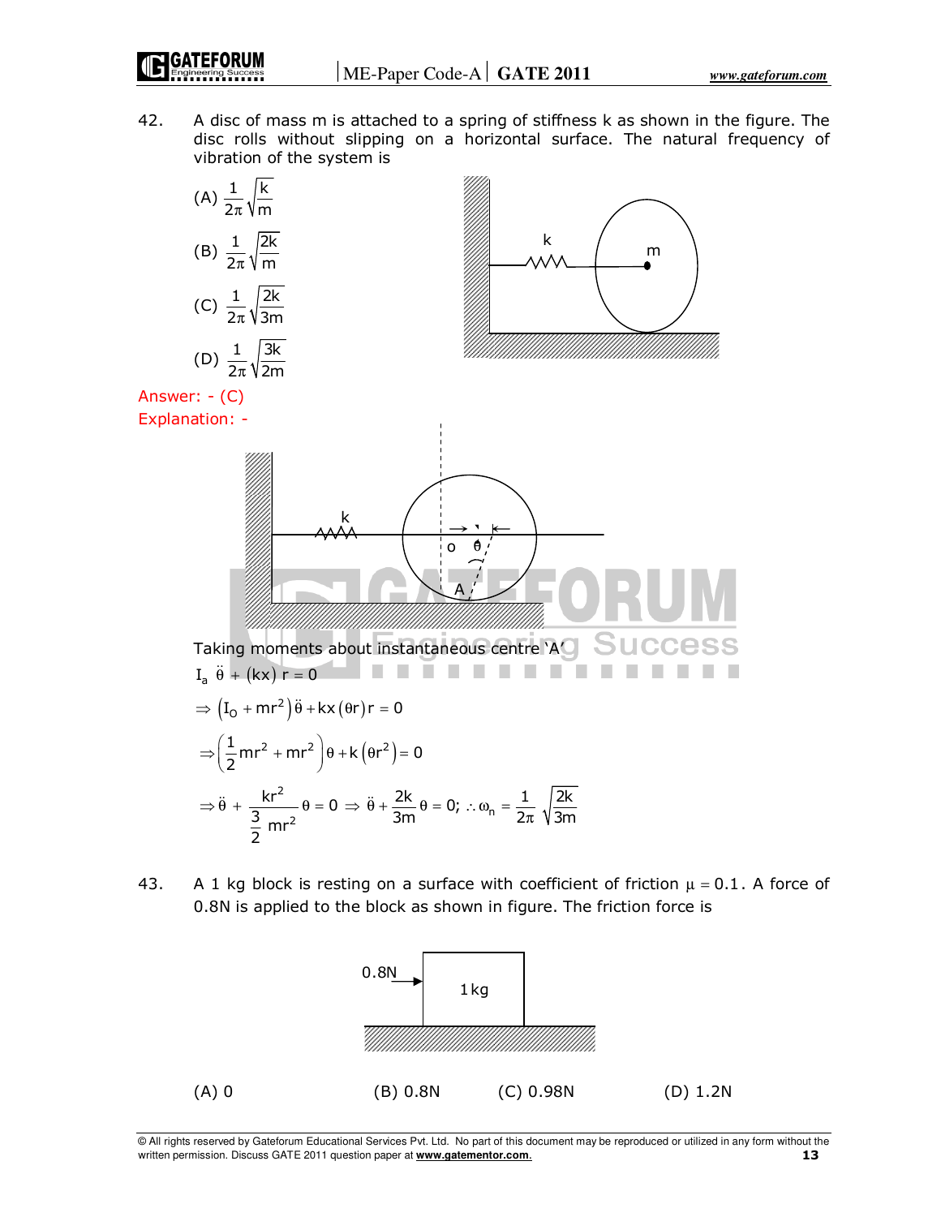42. A disc of mass m is attached to a spring of stiffness k as shown in the figure. The disc rolls without slipping on a horizontal surface. The natural frequency of vibration of the system is

(A) $\frac{1}{2\pi}\sqrt{\frac{k}{m}}$

(B) $\frac{1}{2\pi}\sqrt{\frac{2k}{m}}$

(C) $\frac{1}{2\pi}\sqrt{\frac{2k}{3m}}$

(D) $\frac{1}{2\pi}\sqrt{\frac{3k}{2m}}$

Answer: - (C)

Explanation: -

Taking moments about instantaneous centre 'A'

$$I_a\ \ddot{\theta} + (kx)\, r = 0$$

$$\Rightarrow \left(I_O + mr^2\right)\ddot{\theta} + kx(\theta r)r = 0$$

$$\Rightarrow \left(\frac{1}{2}mr^2 + mr^2\right)\theta + k\left(\theta r^2\right) = 0$$

$$\Rightarrow \ddot{\theta} + \frac{kr^2}{\frac{3}{2}mr^2}\theta = 0 \Rightarrow \ddot{\theta} + \frac{2k}{3m}\theta = 0;\ \therefore \omega_n = \frac{1}{2\pi}\sqrt{\frac{2k}{3m}}$$

43. A 1 kg block is resting on a surface with coefficient of friction $\mu = 0.1$. A force of 0.8N is applied to the block as shown in figure. The friction force is

(A) 0 (B) 0.8N (C) 0.98N (D) 1.2N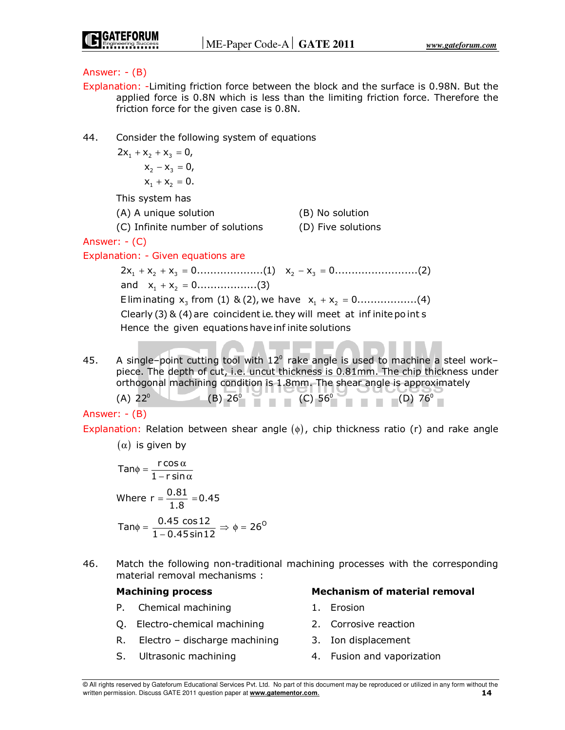**Answer: - (B)**

**Explanation:** -Limiting friction force between the block and the surface is 0.98N. But the applied force is 0.8N which is less than the limiting friction force. Therefore the friction force for the given case is 0.8N.

44. Consider the following system of equations

$$2x_1 + x_2 + x_3 = 0,$$
$$x_2 - x_3 = 0,$$
$$x_1 + x_2 = 0.$$

This system has

(A) A unique solution (B) No solution
(C) Infinite number of solutions (D) Five solutions

**Answer: - (C)**

**Explanation: - Given equations are**

$$2x_1 + x_2 + x_3 = 0....................(1) \quad x_2 - x_3 = 0.........................(2)$$

and $x_1 + x_2 = 0..................(3)$

Eliminating $x_3$ from (1) & (2), we have $x_1 + x_2 = 0..................(4)$

Clearly (3) & (4) are coincident i.e. they will meet at infinite points

Hence the given equations have infinite solutions

45. A single–point cutting tool with $12^0$ rake angle is used to machine a steel work–piece. The depth of cut, i.e. uncut thickness is 0.81mm. The chip thickness under orthogonal machining condition is 1.8mm. The shear angle is approximately

(A) $22^0$ (B) $26^0$ (C) $56^0$ (D) $76^0$

**Answer: - (B)**

**Explanation:** Relation between shear angle $(\phi)$, chip thickness ratio (r) and rake angle $(\alpha)$ is given by

$$\text{Tan}\phi = \frac{r\cos\alpha}{1 - r\sin\alpha}$$

Where $r = \dfrac{0.81}{1.8} = 0.45$

$$\text{Tan}\phi = \frac{0.45\cos 12}{1 - 0.45\sin 12} \Rightarrow \phi = 26^O$$

46. Match the following non-traditional machining processes with the corresponding material removal mechanisms :

| **Machining process** | **Mechanism of material removal** |
|---|---|
| P. Chemical machining | 1. Erosion |
| Q. Electro-chemical machining | 2. Corrosive reaction |
| R. Electro – discharge machining | 3. Ion displacement |
| S. Ultrasonic machining | 4. Fusion and vaporization |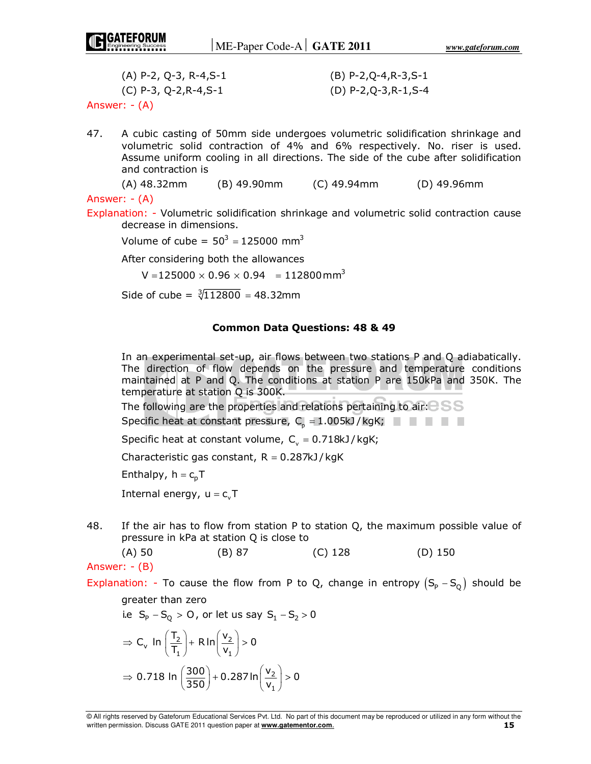(A) P-2, Q-3, R-4,S-1 (B) P-2,Q-4,R-3,S-1
(C) P-3, Q-2,R-4,S-1 (D) P-2,Q-3,R-1,S-4

Answer: - (A)

47. A cubic casting of 50mm side undergoes volumetric solidification shrinkage and volumetric solid contraction of 4% and 6% respectively. No. riser is used. Assume uniform cooling in all directions. The side of the cube after solidification and contraction is

(A) 48.32mm (B) 49.90mm (C) 49.94mm (D) 49.96mm

Answer: - (A)

Explanation: - Volumetric solidification shrinkage and volumetric solid contraction cause decrease in dimensions.

Volume of cube $= 50^3 = 125000 \text{ mm}^3$

After considering both the allowances

$V = 125000 \times 0.96 \times 0.94 = 112800 \text{mm}^3$

Side of cube $= \sqrt[3]{112800} = 48.32\text{mm}$

### Common Data Questions: 48 & 49

In an experimental set-up, air flows between two stations P and Q adiabatically. The direction of flow depends on the pressure and temperature conditions maintained at P and Q. The conditions at station P are 150kPa and 350K. The temperature at station Q is 300K.

The following are the properties and relations pertaining to air:

Specific heat at constant pressure, $C_p = 1.005\text{kJ/kgK}$;

Specific heat at constant volume, $C_v = 0.718\text{kJ/kgK}$;

Characteristic gas constant, $R = 0.287\text{kJ/kgK}$

Enthalpy, $h = c_p T$

Internal energy, $u = c_v T$

48. If the air has to flow from station P to station Q, the maximum possible value of pressure in kPa at station Q is close to

(A) 50 (B) 87 (C) 128 (D) 150

Answer: - (B)

Explanation: - To cause the flow from P to Q, change in entropy $(S_P - S_Q)$ should be greater than zero

i.e $S_P - S_Q > 0$, or let us say $S_1 - S_2 > 0$

$$\Rightarrow C_v \ln\left(\frac{T_2}{T_1}\right) + R\ln\left(\frac{v_2}{v_1}\right) > 0$$

$$\Rightarrow 0.718 \ln\left(\frac{300}{350}\right) + 0.287\ln\left(\frac{v_2}{v_1}\right) > 0$$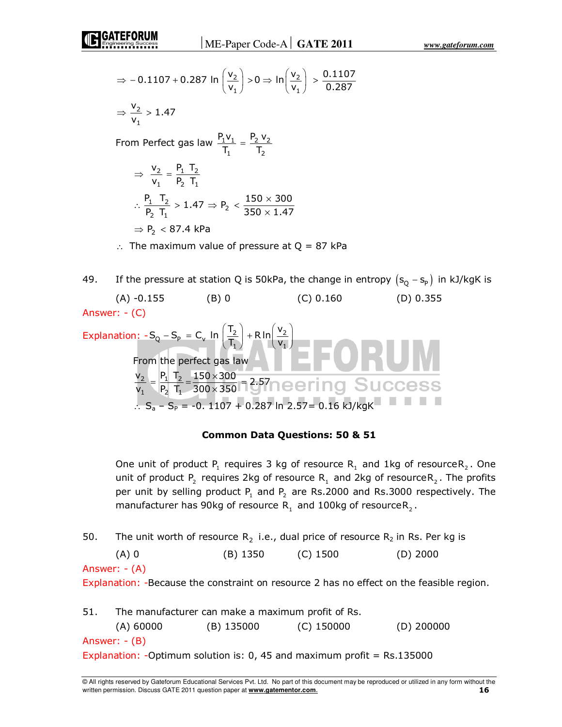$$\Rightarrow -0.1107 + 0.287 \ln\left(\frac{v_2}{v_1}\right) > 0 \Rightarrow \ln\left(\frac{v_2}{v_1}\right) > \frac{0.1107}{0.287}$$

$$\Rightarrow \frac{v_2}{v_1} > 1.47$$

From Perfect gas law $\frac{P_1 v_1}{T_1} = \frac{P_2 v_2}{T_2}$

$$\Rightarrow \frac{v_2}{v_1} = \frac{P_1}{P_2}\frac{T_2}{T_1}$$

$$\therefore \frac{P_1}{P_2}\frac{T_2}{T_1} > 1.47 \Rightarrow P_2 < \frac{150 \times 300}{350 \times 1.47}$$

$$\Rightarrow P_2 < 87.4 \text{ kPa}$$

$\therefore$ The maximum value of pressure at Q = 87 kPa

49. If the pressure at station Q is 50kPa, the change in entropy $(s_Q - s_P)$ in kJ/kgK is

(A) -0.155 (B) 0 (C) 0.160 (D) 0.355

Answer: - (C)

Explanation: - $S_Q - S_P = C_v \ln\left(\frac{T_2}{T_1}\right) + R\ln\left(\frac{v_2}{v_1}\right)$

From the perfect gas law

$$\frac{v_2}{v_1} = \frac{P_1}{P_2}\frac{T_2}{T_1} = \frac{150 \times 300}{300 \times 350} = 2.57$$

$\therefore S_a - S_P = -0.1107 + 0.287 \ln 2.57 = 0.16$ kJ/kgK

**Common Data Questions: 50 & 51**

One unit of product $P_1$ requires 3 kg of resource $R_1$ and 1kg of resource $R_2$. One unit of product $P_2$ requires 2kg of resource $R_1$ and 2kg of resource $R_2$. The profits per unit by selling product $P_1$ and $P_2$ are Rs.2000 and Rs.3000 respectively. The manufacturer has 90kg of resource $R_1$ and 100kg of resource $R_2$.

50. The unit worth of resource $R_2$ i.e., dual price of resource $R_2$ in Rs. Per kg is

(A) 0 (B) 1350 (C) 1500 (D) 2000

Answer: - (A)

Explanation: -Because the constraint on resource 2 has no effect on the feasible region.

51. The manufacturer can make a maximum profit of Rs.

(A) 60000 (B) 135000 (C) 150000 (D) 200000

Answer: - (B)

Explanation: -Optimum solution is: 0, 45 and maximum profit = Rs.135000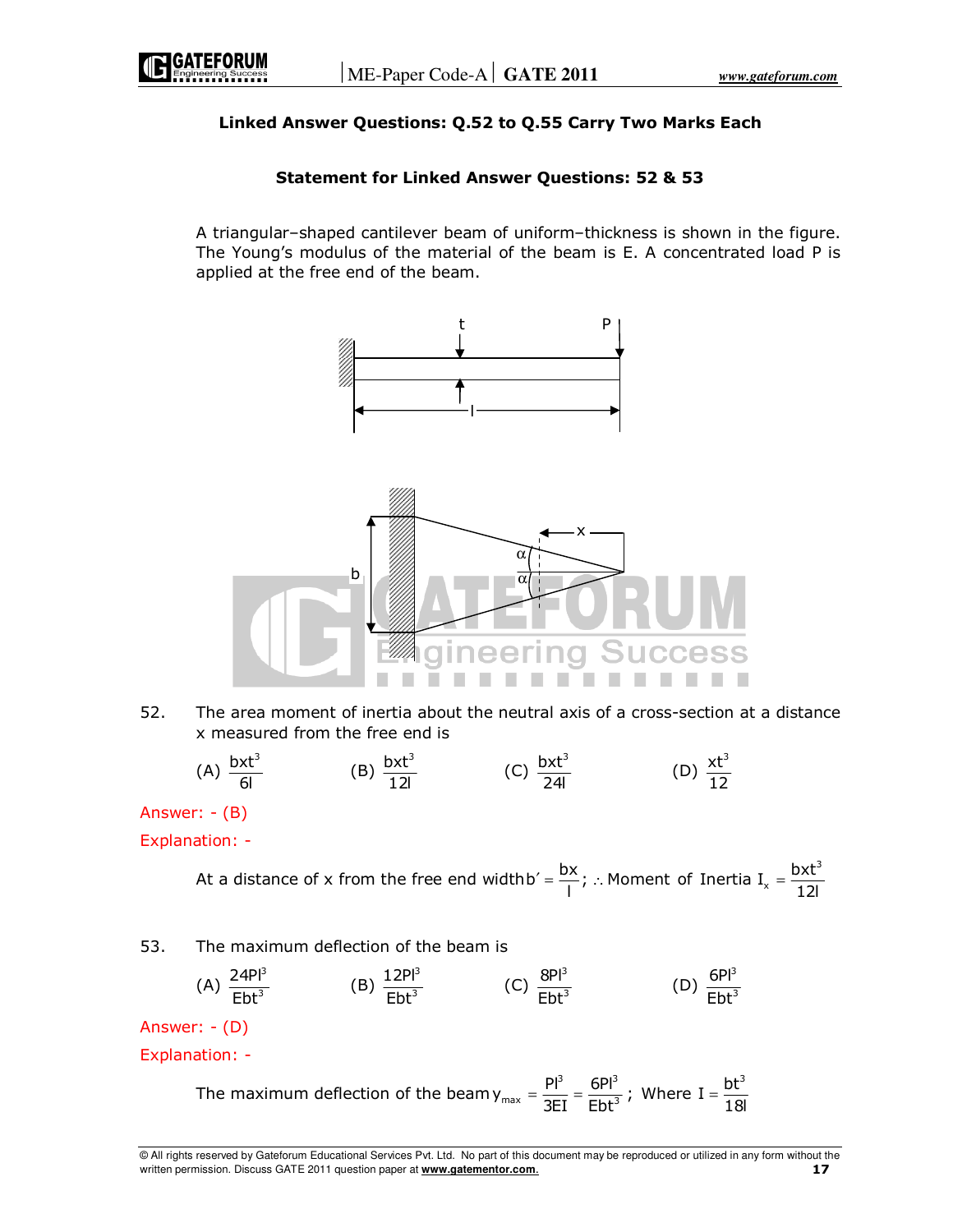**Linked Answer Questions: Q.52 to Q.55 Carry Two Marks Each**

**Statement for Linked Answer Questions: 52 & 53**

A triangular–shaped cantilever beam of uniform–thickness is shown in the figure. The Young's modulus of the material of the beam is E. A concentrated load P is applied at the free end of the beam.

52. The area moment of inertia about the neutral axis of a cross-section at a distance x measured from the free end is

(A) $\frac{bxt^3}{6l}$ (B) $\frac{bxt^3}{12l}$ (C) $\frac{bxt^3}{24l}$ (D) $\frac{xt^3}{12}$

Answer: - (B)

Explanation: -

At a distance of x from the free end width $b' = \frac{bx}{l}$; $\therefore$ Moment of Inertia $I_x = \frac{bxt^3}{12l}$

53. The maximum deflection of the beam is

(A) $\frac{24Pl^3}{Ebt^3}$ (B) $\frac{12Pl^3}{Ebt^3}$ (C) $\frac{8Pl^3}{Ebt^3}$ (D) $\frac{6Pl^3}{Ebt^3}$

Answer: - (D)

Explanation: -

The maximum deflection of the beam $y_{max} = \frac{Pl^3}{3EI} = \frac{6Pl^3}{Ebt^3}$; Where $I = \frac{bt^3}{18l}$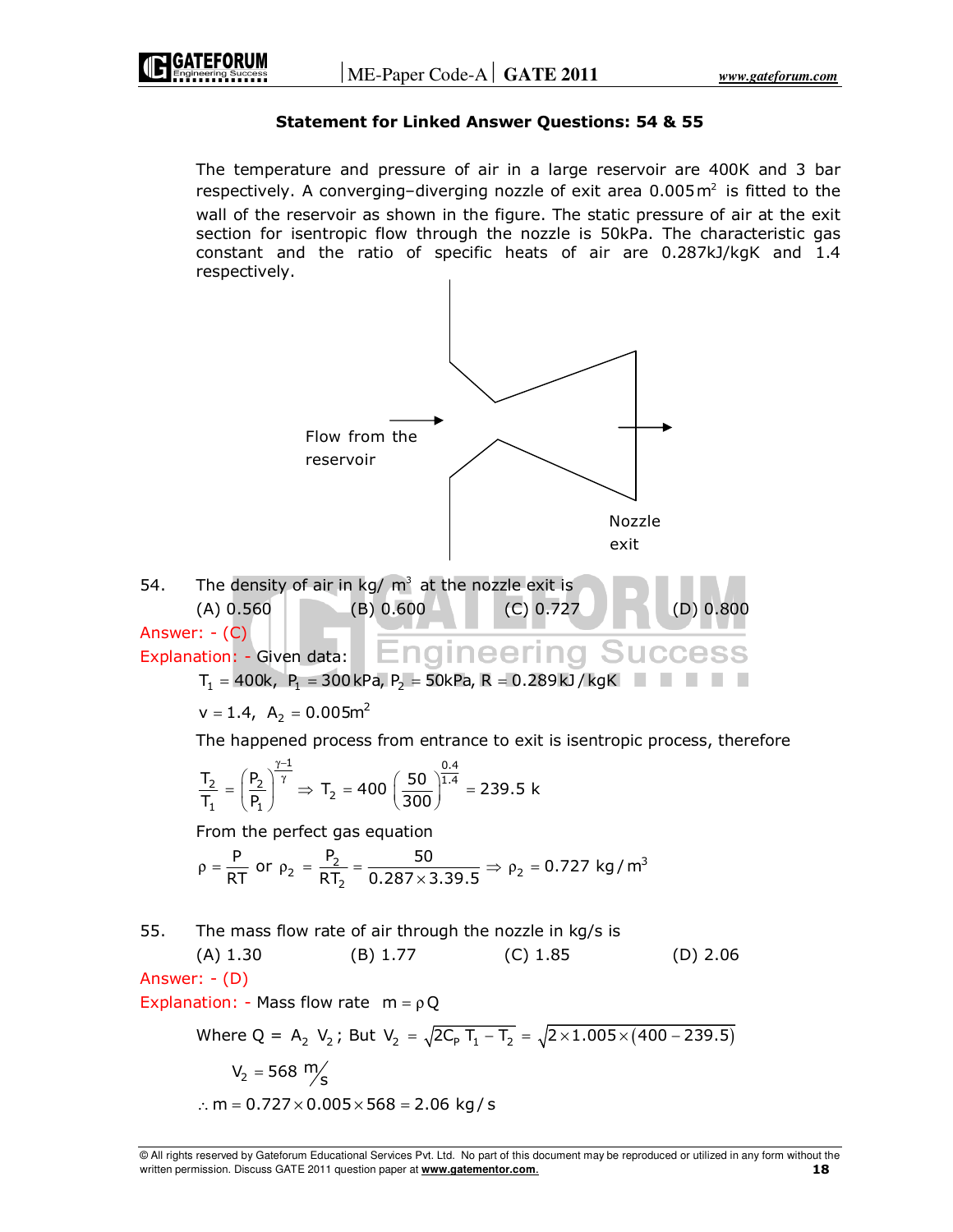### Statement for Linked Answer Questions: 54 & 55

The temperature and pressure of air in a large reservoir are 400K and 3 bar respectively. A converging–diverging nozzle of exit area $0.005\,m^2$ is fitted to the wall of the reservoir as shown in the figure. The static pressure of air at the exit section for isentropic flow through the nozzle is 50kPa. The characteristic gas constant and the ratio of specific heats of air are 0.287kJ/kgK and 1.4 respectively.

Flow from the reservoir

Nozzle exit

54. The density of air in kg/ $m^3$ at the nozzle exit is

(A) 0.560 (B) 0.600 (C) 0.727 (D) 0.800

Answer: - (C)

Explanation: - Given data:

$T_1 = 400k,\ P_1 = 300\,kPa,\ P_2 = 50kPa,\ R = 0.289\,kJ/kgK$

$v = 1.4,\ A_2 = 0.005m^2$

The happened process from entrance to exit is isentropic process, therefore

$$\frac{T_2}{T_1} = \left(\frac{P_2}{P_1}\right)^{\frac{\gamma-1}{\gamma}} \Rightarrow T_2 = 400\left(\frac{50}{300}\right)^{\frac{0.4}{1.4}} = 239.5\ k$$

From the perfect gas equation

$$\rho = \frac{P}{RT}\ \text{or}\ \rho_2 = \frac{P_2}{RT_2} = \frac{50}{0.287\times 3.39.5} \Rightarrow \rho_2 = 0.727\ kg/m^3$$

55. The mass flow rate of air through the nozzle in kg/s is

(A) 1.30 (B) 1.77 (C) 1.85 (D) 2.06

Answer: - (D)

Explanation: - Mass flow rate $m = \rho Q$

Where $Q = A_2\ V_2$; But $V_2 = \sqrt{2C_P\ T_1 - T_2} = \sqrt{2\times 1.005\times(400-239.5)}$

$V_2 = 568\ m/s$

$\therefore m = 0.727\times 0.005\times 568 = 2.06\ kg/s$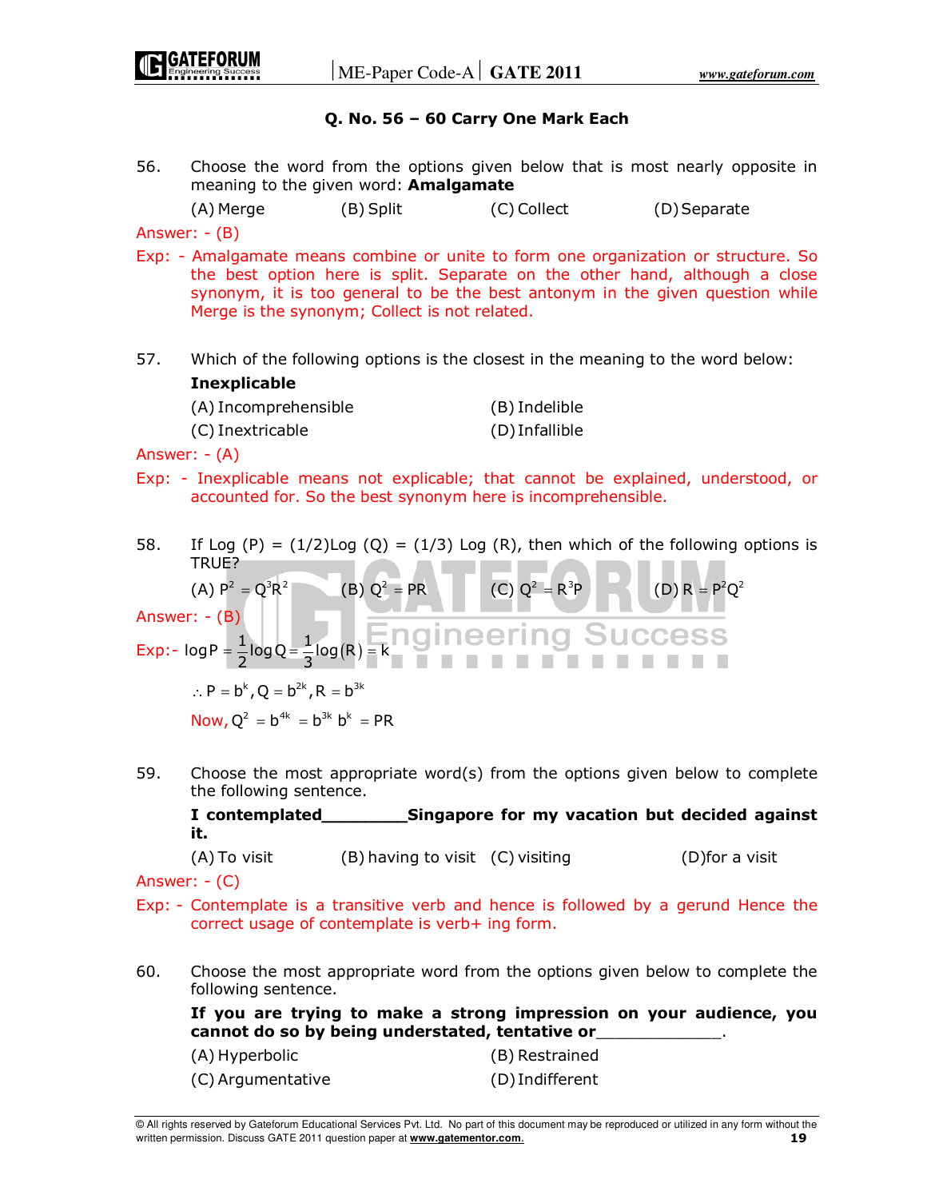### Q. No. 56 – 60 Carry One Mark Each

56. Choose the word from the options given below that is most nearly opposite in meaning to the given word: **Amalgamate**

(A) Merge (B) Split (C) Collect (D) Separate

Answer: - (B)

Exp: - Amalgamate means combine or unite to form one organization or structure. So the best option here is split. Separate on the other hand, although a close synonym, it is too general to be the best antonym in the given question while Merge is the synonym; Collect is not related.

57. Which of the following options is the closest in the meaning to the word below:

**Inexplicable**

(A) Incomprehensible (B) Indelible

(C) Inextricable (D) Infallible

Answer: - (A)

Exp: - Inexplicable means not explicable; that cannot be explained, understood, or accounted for. So the best synonym here is incomprehensible.

58. If Log (P) = (1/2)Log (Q) = (1/3) Log (R), then which of the following options is TRUE?

(A) $P^2 = Q^3R^2$ (B) $Q^2 = PR$ (C) $Q^2 = R^3P$ (D) $R = P^2Q^2$

Answer: - (B)

Exp:- $\log P = \frac{1}{2}\log Q = \frac{1}{3}\log(R) = k$

$\therefore P = b^k, Q = b^{2k}, R = b^{3k}$

Now, $Q^2 = b^{4k} = b^{3k}\,b^k = PR$

59. Choose the most appropriate word(s) from the options given below to complete the following sentence.

**I contemplated\_\_\_\_\_\_\_\_\_Singapore for my vacation but decided against it.**

(A) To visit (B) having to visit (C) visiting (D)for a visit

Answer: - (C)

Exp: - Contemplate is a transitive verb and hence is followed by a gerund Hence the correct usage of contemplate is verb+ ing form.

60. Choose the most appropriate word from the options given below to complete the following sentence.

**If you are trying to make a strong impression on your audience, you cannot do so by being understated, tentative or\_\_\_\_\_\_\_\_\_\_\_\_\_.**

(A) Hyperbolic (B) Restrained

(C) Argumentative (D) Indifferent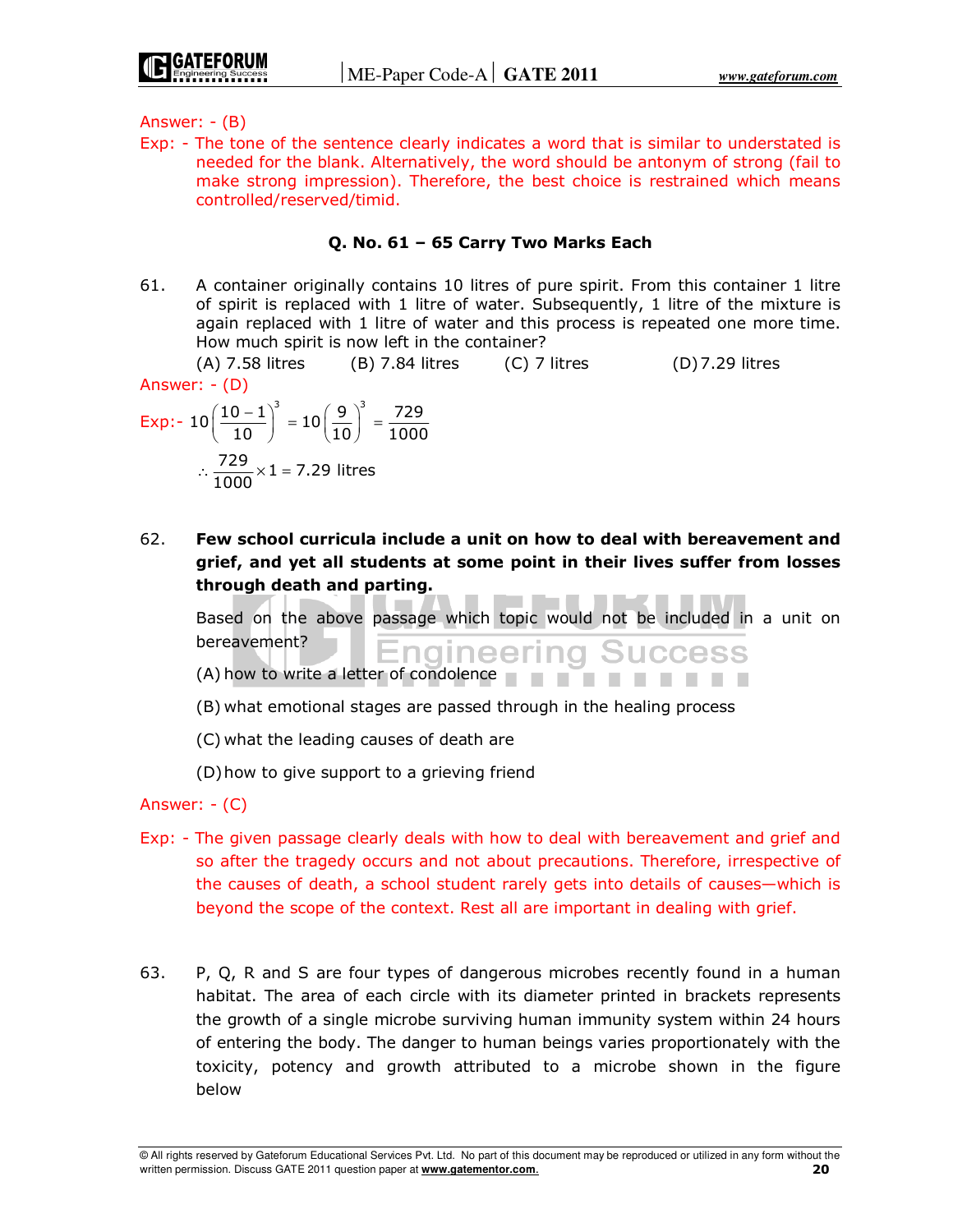Answer: - (B)

Exp: - The tone of the sentence clearly indicates a word that is similar to understated is needed for the blank. Alternatively, the word should be antonym of strong (fail to make strong impression). Therefore, the best choice is restrained which means controlled/reserved/timid.

**Q. No. 61 – 65 Carry Two Marks Each**

61. A container originally contains 10 litres of pure spirit. From this container 1 litre of spirit is replaced with 1 litre of water. Subsequently, 1 litre of the mixture is again replaced with 1 litre of water and this process is repeated one more time. How much spirit is now left in the container?

(A) 7.58 litres (B) 7.84 litres (C) 7 litres (D) 7.29 litres

Answer: - (D)

Exp:- $10\left(\frac{10-1}{10}\right)^3 = 10\left(\frac{9}{10}\right)^3 = \frac{729}{1000}$

$\therefore \frac{729}{1000} \times 1 = 7.29$ litres

62. **Few school curricula include a unit on how to deal with bereavement and grief, and yet all students at some point in their lives suffer from losses through death and parting.**

Based on the above passage which topic would not be included in a unit on bereavement?

(A) how to write a letter of condolence

(B) what emotional stages are passed through in the healing process

(C) what the leading causes of death are

(D) how to give support to a grieving friend

Answer: - (C)

Exp: - The given passage clearly deals with how to deal with bereavement and grief and so after the tragedy occurs and not about precautions. Therefore, irrespective of the causes of death, a school student rarely gets into details of causes—which is beyond the scope of the context. Rest all are important in dealing with grief.

63. P, Q, R and S are four types of dangerous microbes recently found in a human habitat. The area of each circle with its diameter printed in brackets represents the growth of a single microbe surviving human immunity system within 24 hours of entering the body. The danger to human beings varies proportionately with the toxicity, potency and growth attributed to a microbe shown in the figure below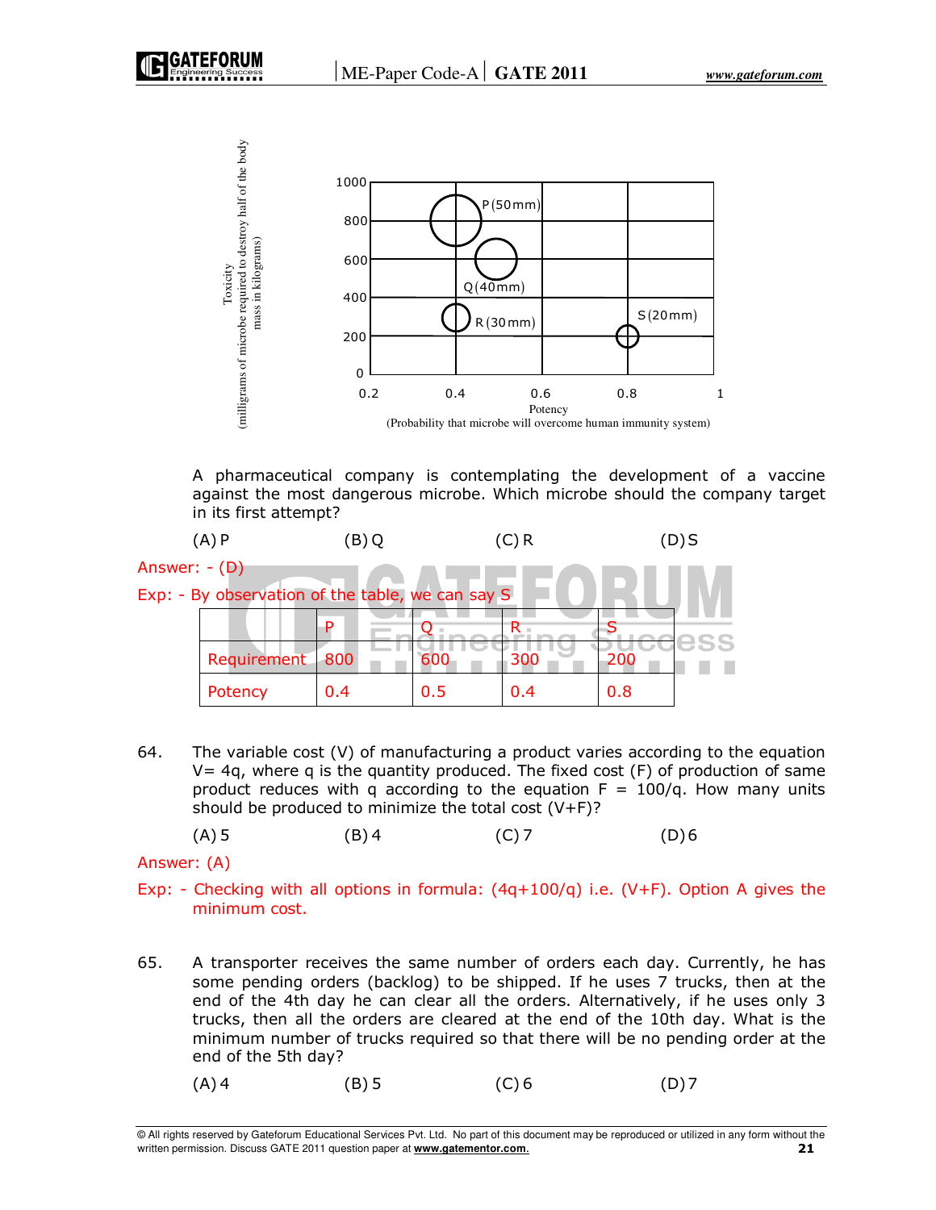Toxicity (milligrams of microbe required to destroy half of the body mass in kilograms)

Potency (Probability that microbe will overcome human immunity system)

A pharmaceutical company is contemplating the development of a vaccine against the most dangerous microbe. Which microbe should the company target in its first attempt?

(A) P (B) Q (C) R (D) S

Answer: - (D)

Exp: - By observation of the table, we can say S

| | P | Q | R | S |
|---|---|---|---|---|
| Requirement | 800 | 600 | 300 | 200 |
| Potency | 0.4 | 0.5 | 0.4 | 0.8 |

64. The variable cost (V) of manufacturing a product varies according to the equation $V = 4q$, where q is the quantity produced. The fixed cost (F) of production of same product reduces with q according to the equation $F = 100/q$. How many units should be produced to minimize the total cost $(V+F)$?

(A) 5 (B) 4 (C) 7 (D) 6

Answer: (A)

Exp: - Checking with all options in formula: $(4q+100/q)$ i.e. $(V+F)$. Option A gives the minimum cost.

65. A transporter receives the same number of orders each day. Currently, he has some pending orders (backlog) to be shipped. If he uses 7 trucks, then at the end of the 4th day he can clear all the orders. Alternatively, if he uses only 3 trucks, then all the orders are cleared at the end of the 10th day. What is the minimum number of trucks required so that there will be no pending order at the end of the 5th day?

(A) 4 (B) 5 (C) 6 (D) 7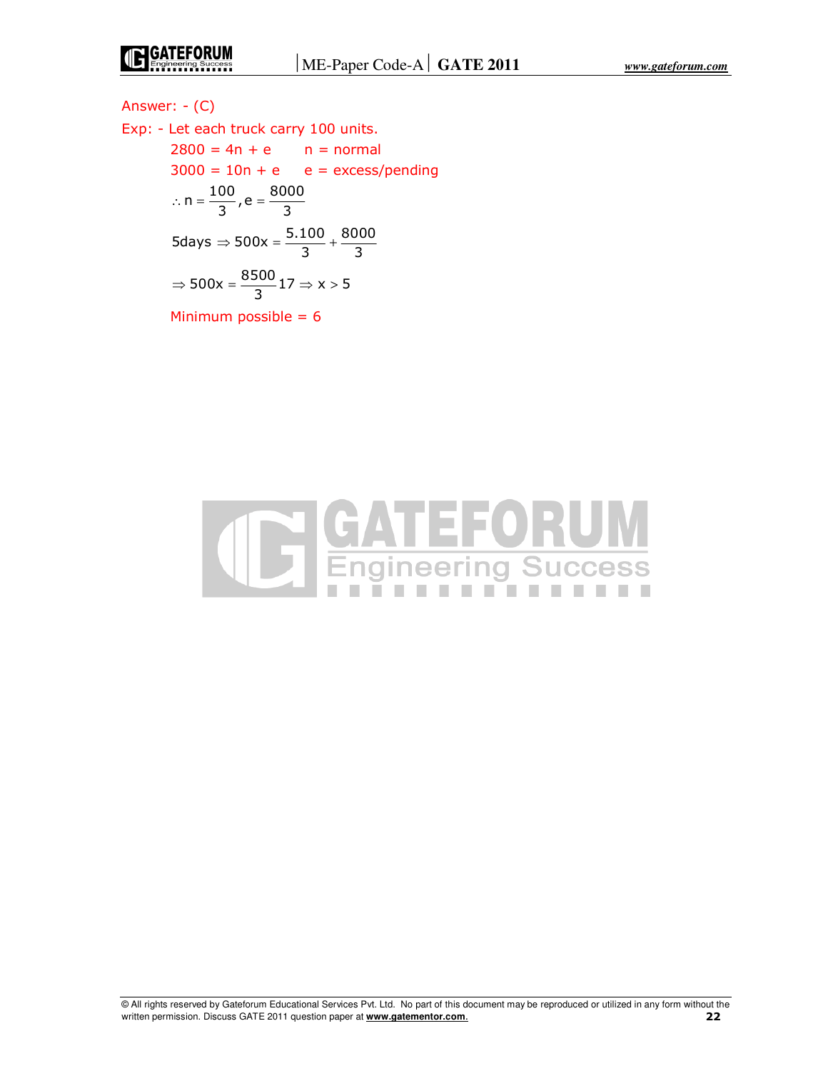Answer: - (C)

Exp: - Let each truck carry 100 units.

2800 = 4n + e  n = normal

3000 = 10n + e  e = excess/pending

$$\therefore n = \frac{100}{3}, e = \frac{8000}{3}$$

$$5\text{days} \Rightarrow 500x = \frac{5.100}{3} + \frac{8000}{3}$$

$$\Rightarrow 500x = \frac{8500}{3} 17 \Rightarrow x > 5$$

Minimum possible = 6